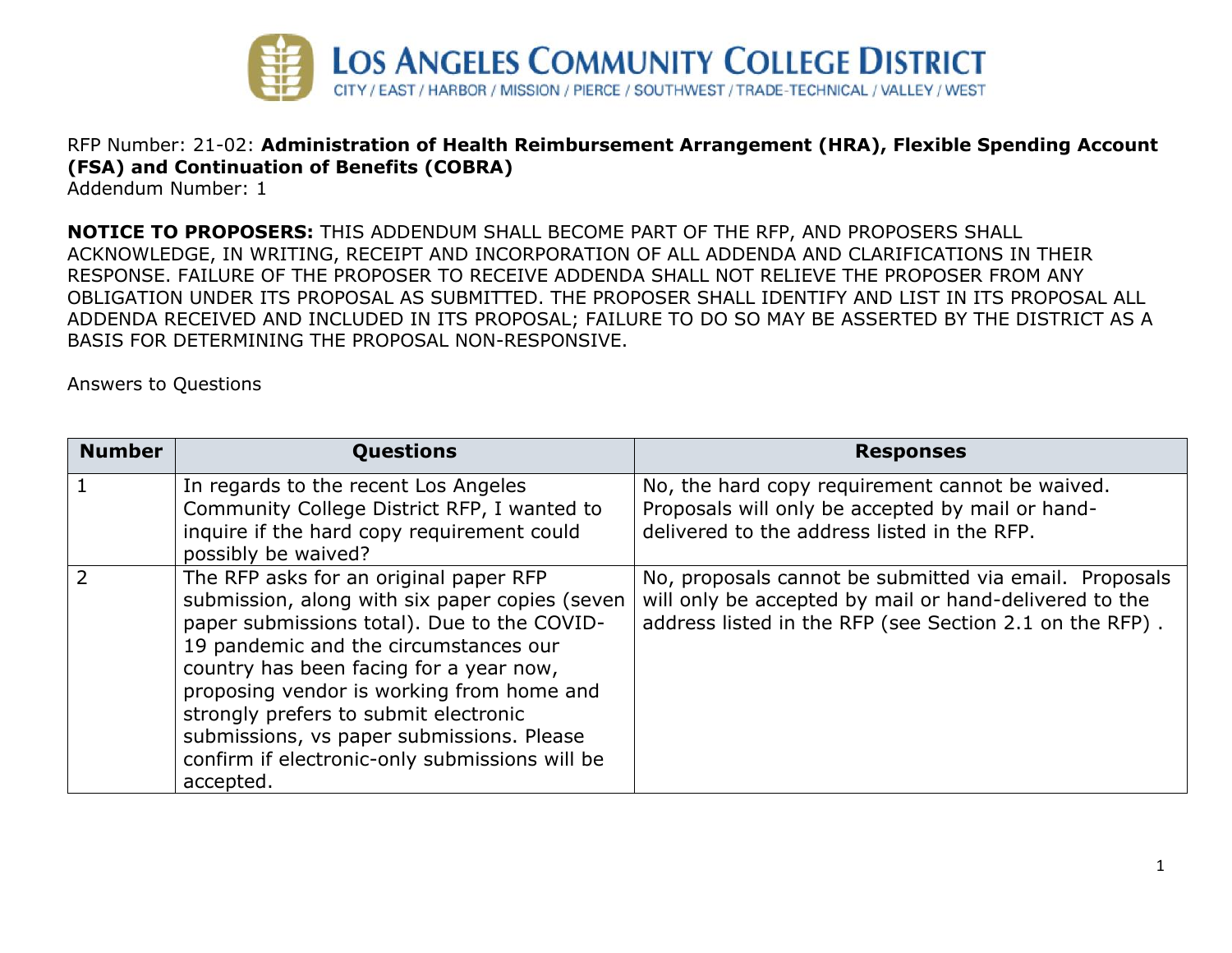# LOS ANGELES COMMUNITY COLLEGE DISTRICT

CITY / EAST / HARBOR / MISSION / PIERCE / SOUTHWEST / TRADE-TECHNICAL / VALLEY / WEST

RFP Number: 21-02: **Administration of Health Reimbursement Arrangement (HRA), Flexible Spending Account (FSA) and Continuation of Benefits (COBRA)**
Addendum Number: 1

**NOTICE TO PROPOSERS:** THIS ADDENDUM SHALL BECOME PART OF THE RFP, AND PROPOSERS SHALL ACKNOWLEDGE, IN WRITING, RECEIPT AND INCORPORATION OF ALL ADDENDA AND CLARIFICATIONS IN THEIR RESPONSE. FAILURE OF THE PROPOSER TO RECEIVE ADDENDA SHALL NOT RELIEVE THE PROPOSER FROM ANY OBLIGATION UNDER ITS PROPOSAL AS SUBMITTED. THE PROPOSER SHALL IDENTIFY AND LIST IN ITS PROPOSAL ALL ADDENDA RECEIVED AND INCLUDED IN ITS PROPOSAL; FAILURE TO DO SO MAY BE ASSERTED BY THE DISTRICT AS A BASIS FOR DETERMINING THE PROPOSAL NON-RESPONSIVE.

Answers to Questions

| Number | Questions | Responses |
|---|---|---|
| 1 | In regards to the recent Los Angeles Community College District RFP, I wanted to inquire if the hard copy requirement could possibly be waived? | No, the hard copy requirement cannot be waived. Proposals will only be accepted by mail or hand-delivered to the address listed in the RFP. |
| 2 | The RFP asks for an original paper RFP submission, along with six paper copies (seven paper submissions total). Due to the COVID-19 pandemic and the circumstances our country has been facing for a year now, proposing vendor is working from home and strongly prefers to submit electronic submissions, vs paper submissions. Please confirm if electronic-only submissions will be accepted. | No, proposals cannot be submitted via email. Proposals will only be accepted by mail or hand-delivered to the address listed in the RFP (see Section 2.1 on the RFP) . |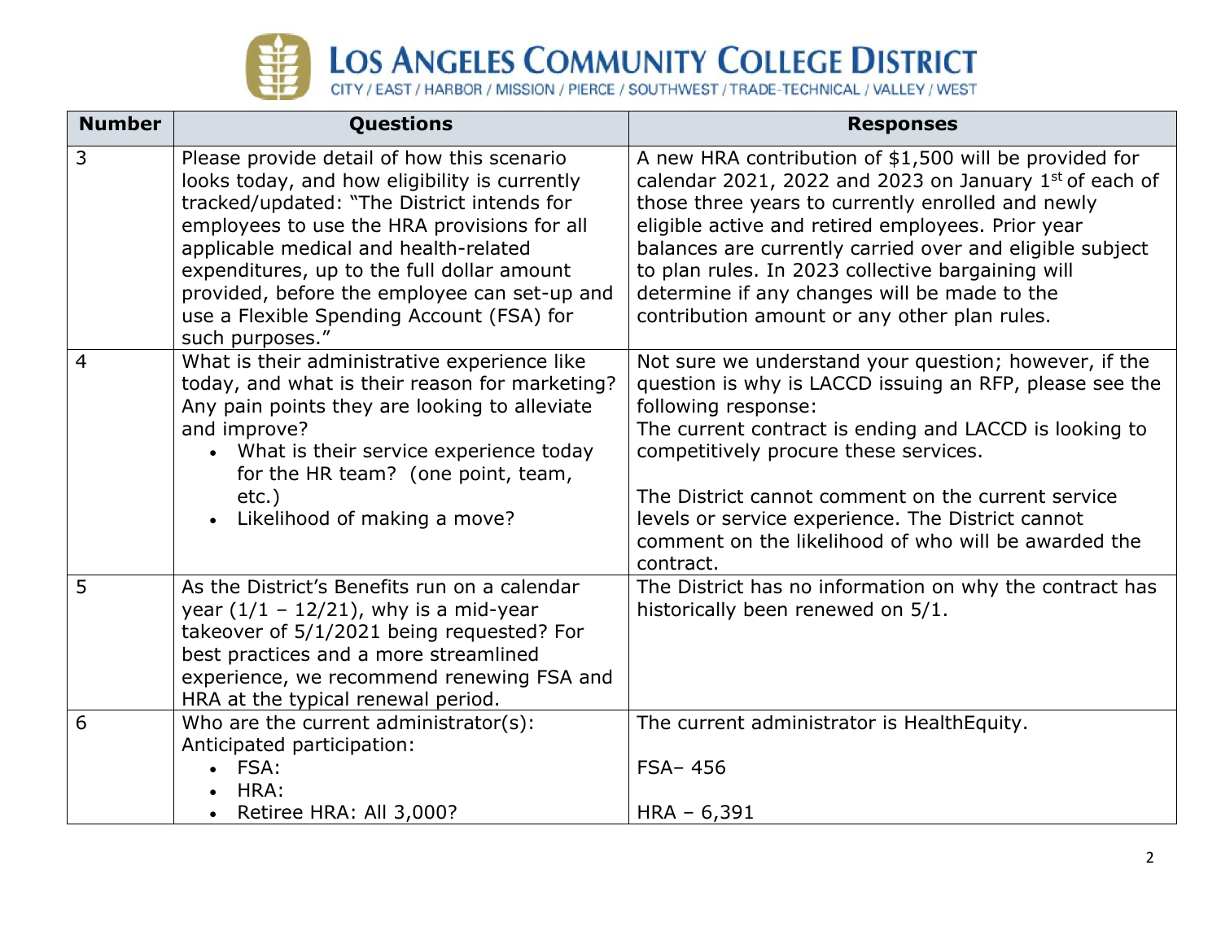| Number | Questions | Responses |
|---|---|---|
| 3 | Please provide detail of how this scenario looks today, and how eligibility is currently tracked/updated: "The District intends for employees to use the HRA provisions for all applicable medical and health-related expenditures, up to the full dollar amount provided, before the employee can set-up and use a Flexible Spending Account (FSA) for such purposes." | A new HRA contribution of $1,500 will be provided for calendar 2021, 2022 and 2023 on January 1st of each of those three years to currently enrolled and newly eligible active and retired employees. Prior year balances are currently carried over and eligible subject to plan rules. In 2023 collective bargaining will determine if any changes will be made to the contribution amount or any other plan rules. |
| 4 | What is their administrative experience like today, and what is their reason for marketing? Any pain points they are looking to alleviate and improve?<br>• What is their service experience today for the HR team? (one point, team, etc.)<br>• Likelihood of making a move? | Not sure we understand your question; however, if the question is why is LACCD issuing an RFP, please see the following response:<br>The current contract is ending and LACCD is looking to competitively procure these services.<br><br>The District cannot comment on the current service levels or service experience. The District cannot comment on the likelihood of who will be awarded the contract. |
| 5 | As the District's Benefits run on a calendar year (1/1 – 12/21), why is a mid-year takeover of 5/1/2021 being requested? For best practices and a more streamlined experience, we recommend renewing FSA and HRA at the typical renewal period. | The District has no information on why the contract has historically been renewed on 5/1. |
| 6 | Who are the current administrator(s):<br>Anticipated participation:<br>• FSA:<br>• HRA:<br>• Retiree HRA: All 3,000? | The current administrator is HealthEquity.<br><br>FSA– 456<br><br>HRA – 6,391 |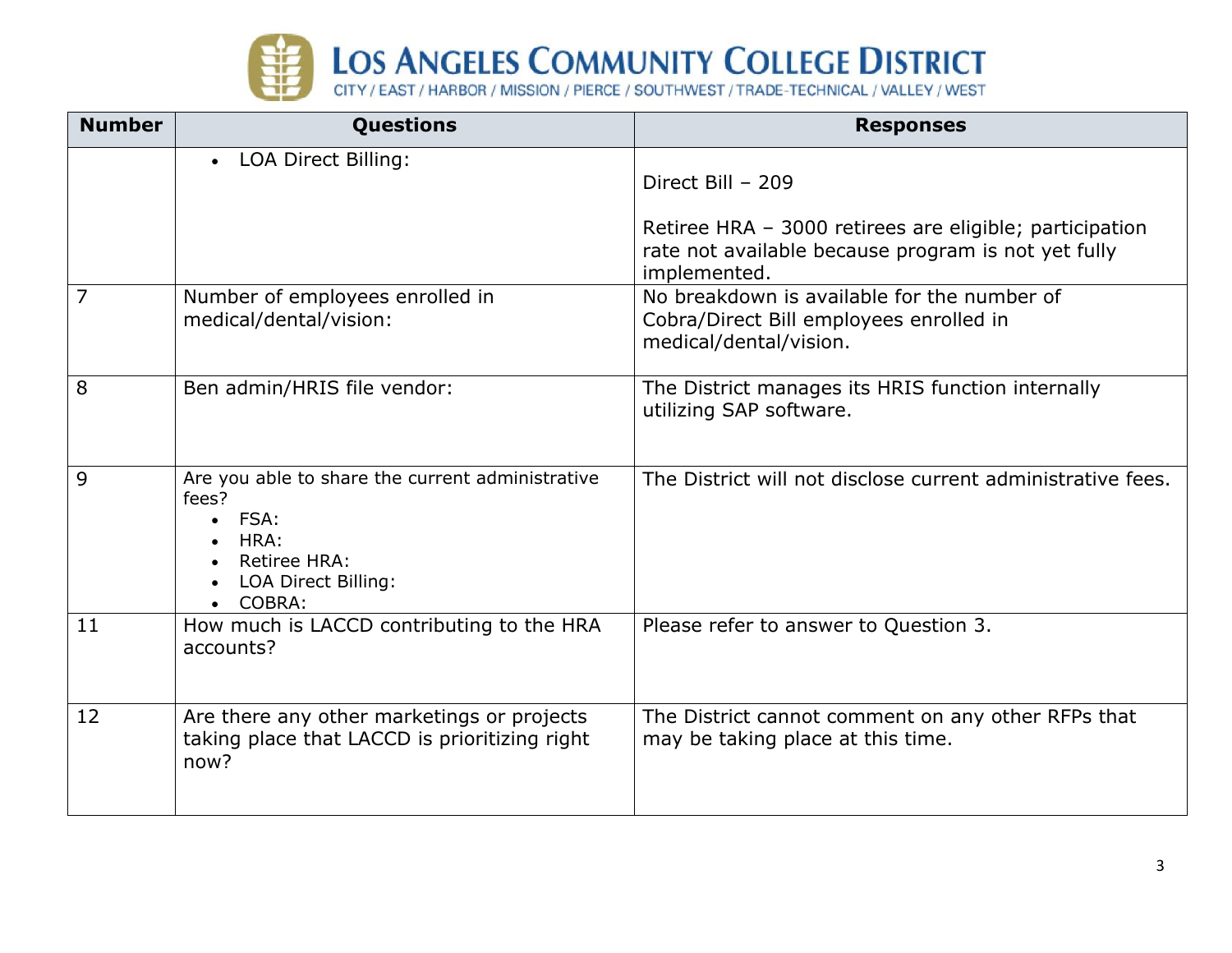| Number | Questions | Responses |
|---|---|---|
| | • LOA Direct Billing: | Direct Bill – 209<br><br>Retiree HRA – 3000 retirees are eligible; participation rate not available because program is not yet fully implemented. |
| 7 | Number of employees enrolled in medical/dental/vision: | No breakdown is available for the number of Cobra/Direct Bill employees enrolled in medical/dental/vision. |
| 8 | Ben admin/HRIS file vendor: | The District manages its HRIS function internally utilizing SAP software. |
| 9 | Are you able to share the current administrative fees?<br>• FSA:<br>• HRA:<br>• Retiree HRA:<br>• LOA Direct Billing:<br>• COBRA: | The District will not disclose current administrative fees. |
| 11 | How much is LACCD contributing to the HRA accounts? | Please refer to answer to Question 3. |
| 12 | Are there any other marketings or projects taking place that LACCD is prioritizing right now? | The District cannot comment on any other RFPs that may be taking place at this time. |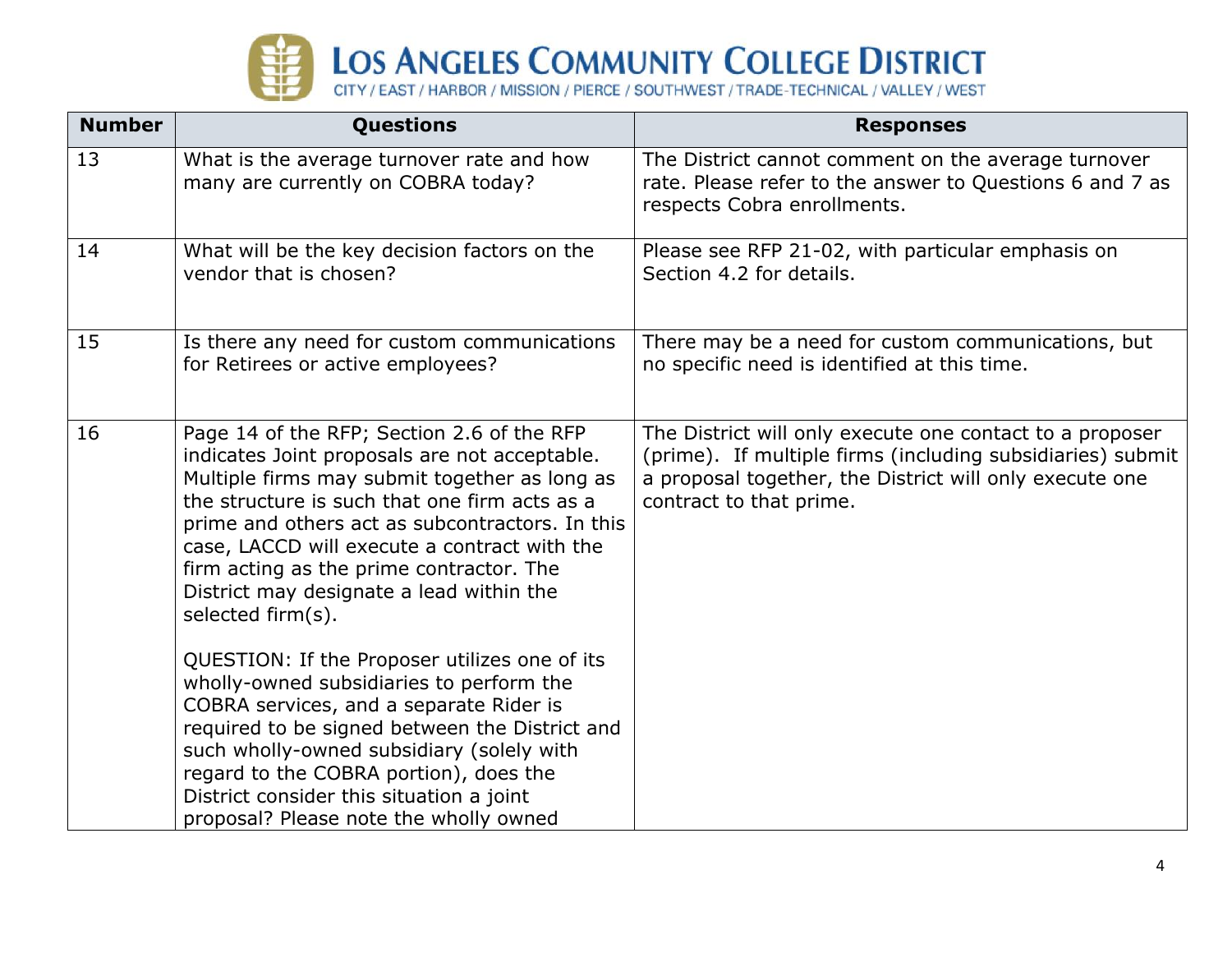| Number | Questions | Responses |
|---|---|---|
| 13 | What is the average turnover rate and how many are currently on COBRA today? | The District cannot comment on the average turnover rate. Please refer to the answer to Questions 6 and 7 as respects Cobra enrollments. |
| 14 | What will be the key decision factors on the vendor that is chosen? | Please see RFP 21-02, with particular emphasis on Section 4.2 for details. |
| 15 | Is there any need for custom communications for Retirees or active employees? | There may be a need for custom communications, but no specific need is identified at this time. |
| 16 | Page 14 of the RFP; Section 2.6 of the RFP indicates Joint proposals are not acceptable. Multiple firms may submit together as long as the structure is such that one firm acts as a prime and others act as subcontractors. In this case, LACCD will execute a contract with the firm acting as the prime contractor. The District may designate a lead within the selected firm(s).<br><br>QUESTION: If the Proposer utilizes one of its wholly-owned subsidiaries to perform the COBRA services, and a separate Rider is required to be signed between the District and such wholly-owned subsidiary (solely with regard to the COBRA portion), does the District consider this situation a joint proposal? Please note the wholly owned | The District will only execute one contact to a proposer (prime). If multiple firms (including subsidiaries) submit a proposal together, the District will only execute one contract to that prime. |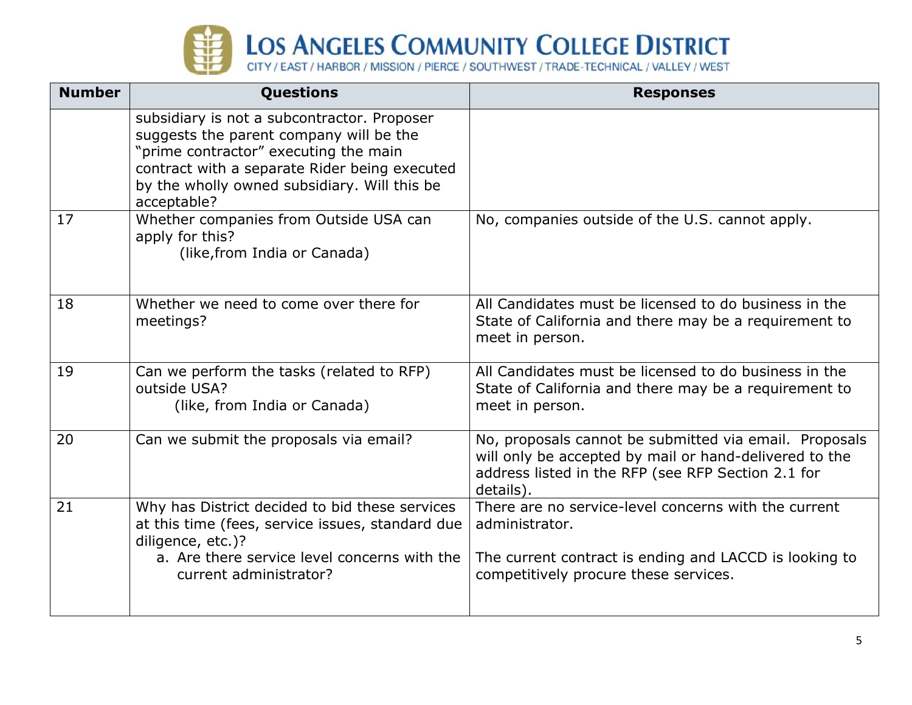| Number | Questions | Responses |
|---|---|---|
| | subsidiary is not a subcontractor. Proposer suggests the parent company will be the "prime contractor" executing the main contract with a separate Rider being executed by the wholly owned subsidiary. Will this be acceptable? | |
| 17 | Whether companies from Outside USA can apply for this? (like,from India or Canada) | No, companies outside of the U.S. cannot apply. |
| 18 | Whether we need to come over there for meetings? | All Candidates must be licensed to do business in the State of California and there may be a requirement to meet in person. |
| 19 | Can we perform the tasks (related to RFP) outside USA? (like, from India or Canada) | All Candidates must be licensed to do business in the State of California and there may be a requirement to meet in person. |
| 20 | Can we submit the proposals via email? | No, proposals cannot be submitted via email. Proposals will only be accepted by mail or hand-delivered to the address listed in the RFP (see RFP Section 2.1 for details). |
| 21 | Why has District decided to bid these services at this time (fees, service issues, standard due diligence, etc.)?<br>a. Are there service level concerns with the current administrator? | There are no service-level concerns with the current administrator.<br><br>The current contract is ending and LACCD is looking to competitively procure these services. |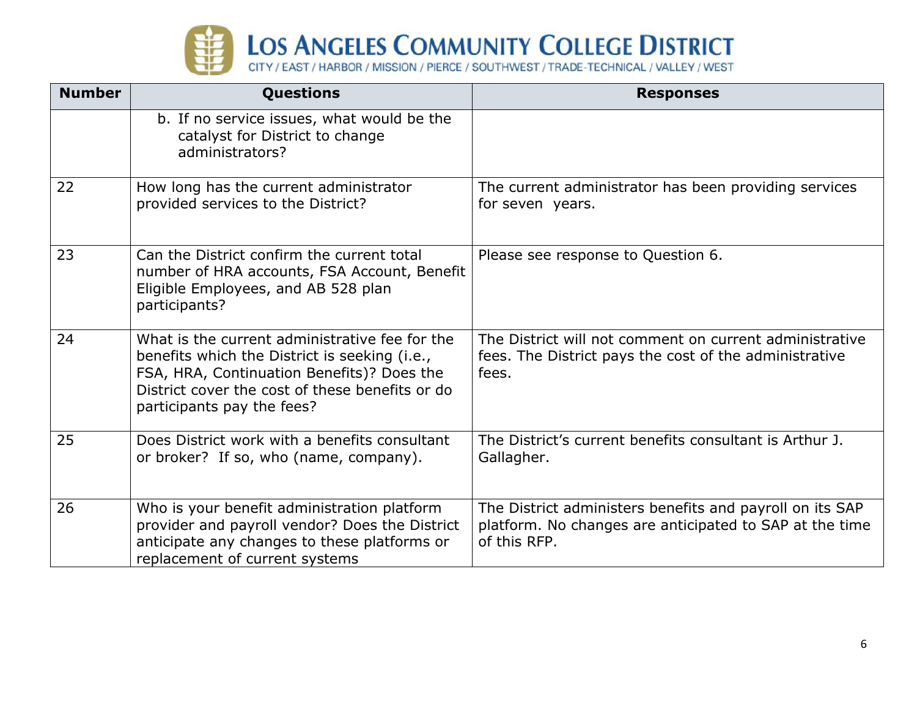| Number | Questions | Responses |
|---|---|---|
| | b. If no service issues, what would be the catalyst for District to change administrators? | |
| 22 | How long has the current administrator provided services to the District? | The current administrator has been providing services for seven years. |
| 23 | Can the District confirm the current total number of HRA accounts, FSA Account, Benefit Eligible Employees, and AB 528 plan participants? | Please see response to Question 6. |
| 24 | What is the current administrative fee for the benefits which the District is seeking (i.e., FSA, HRA, Continuation Benefits)? Does the District cover the cost of these benefits or do participants pay the fees? | The District will not comment on current administrative fees. The District pays the cost of the administrative fees. |
| 25 | Does District work with a benefits consultant or broker? If so, who (name, company). | The District's current benefits consultant is Arthur J. Gallagher. |
| 26 | Who is your benefit administration platform provider and payroll vendor? Does the District anticipate any changes to these platforms or replacement of current systems | The District administers benefits and payroll on its SAP platform. No changes are anticipated to SAP at the time of this RFP. |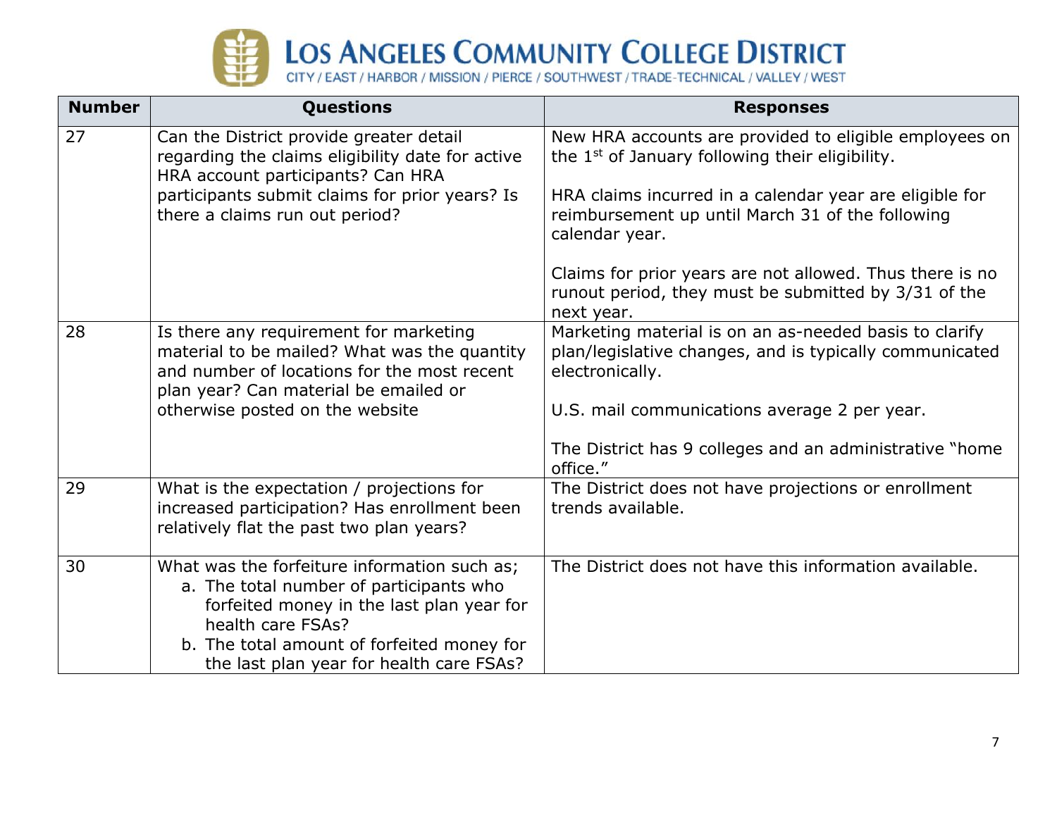# LOS ANGELES COMMUNITY COLLEGE DISTRICT

CITY / EAST / HARBOR / MISSION / PIERCE / SOUTHWEST / TRADE-TECHNICAL / VALLEY / WEST

| Number | Questions | Responses |
|---|---|---|
| 27 | Can the District provide greater detail regarding the claims eligibility date for active HRA account participants? Can HRA participants submit claims for prior years? Is there a claims run out period? | New HRA accounts are provided to eligible employees on the 1st of January following their eligibility.<br><br>HRA claims incurred in a calendar year are eligible for reimbursement up until March 31 of the following calendar year.<br><br>Claims for prior years are not allowed. Thus there is no runout period, they must be submitted by 3/31 of the next year. |
| 28 | Is there any requirement for marketing material to be mailed? What was the quantity and number of locations for the most recent plan year? Can material be emailed or otherwise posted on the website | Marketing material is on an as-needed basis to clarify plan/legislative changes, and is typically communicated electronically.<br><br>U.S. mail communications average 2 per year.<br><br>The District has 9 colleges and an administrative "home office." |
| 29 | What is the expectation / projections for increased participation? Has enrollment been relatively flat the past two plan years? | The District does not have projections or enrollment trends available. |
| 30 | What was the forfeiture information such as;<br>a. The total number of participants who forfeited money in the last plan year for health care FSAs?<br>b. The total amount of forfeited money for the last plan year for health care FSAs? | The District does not have this information available. |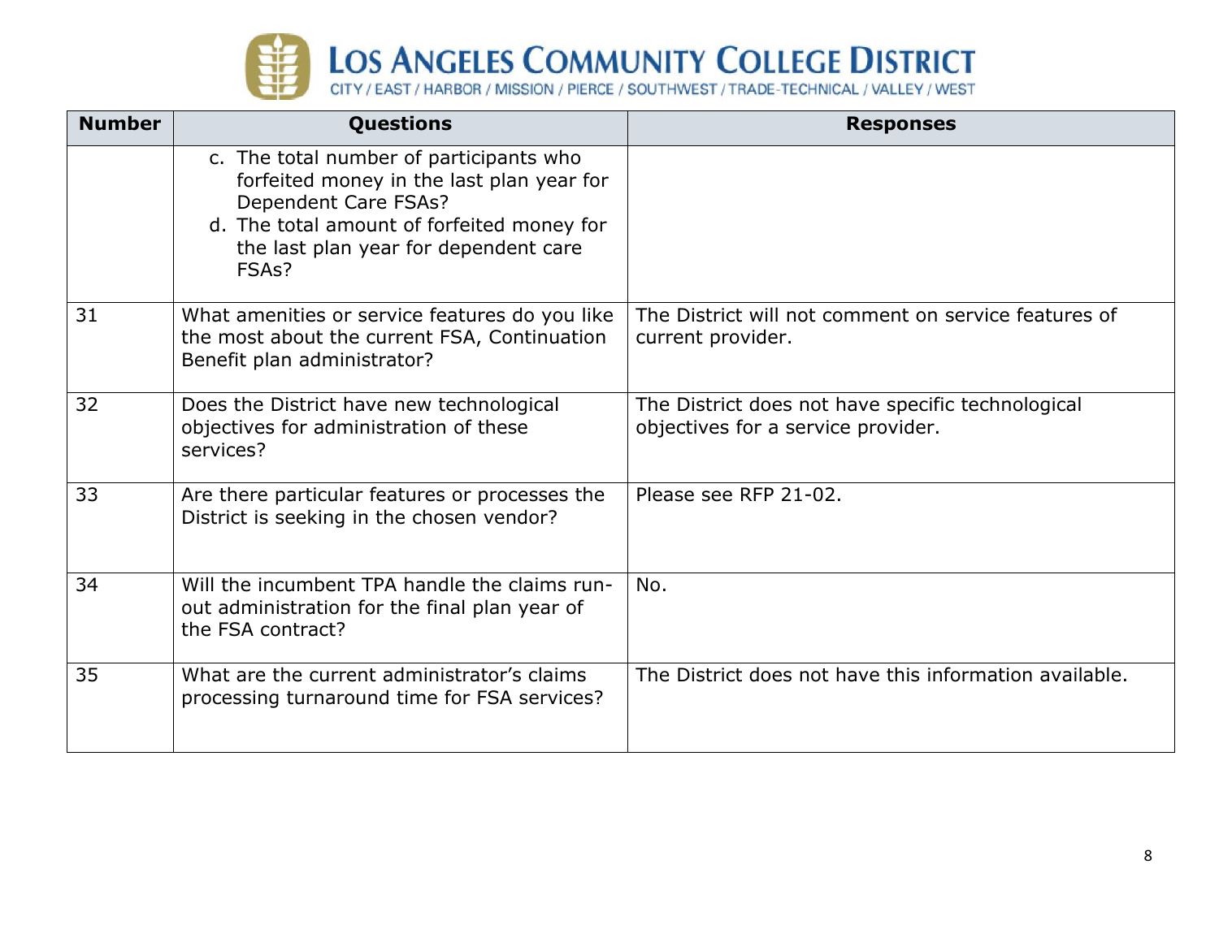| Number | Questions | Responses |
|---|---|---|
| | c. The total number of participants who forfeited money in the last plan year for Dependent Care FSAs?<br>d. The total amount of forfeited money for the last plan year for dependent care FSAs? | |
| 31 | What amenities or service features do you like the most about the current FSA, Continuation Benefit plan administrator? | The District will not comment on service features of current provider. |
| 32 | Does the District have new technological objectives for administration of these services? | The District does not have specific technological objectives for a service provider. |
| 33 | Are there particular features or processes the District is seeking in the chosen vendor? | Please see RFP 21-02. |
| 34 | Will the incumbent TPA handle the claims run-out administration for the final plan year of the FSA contract? | No. |
| 35 | What are the current administrator's claims processing turnaround time for FSA services? | The District does not have this information available. |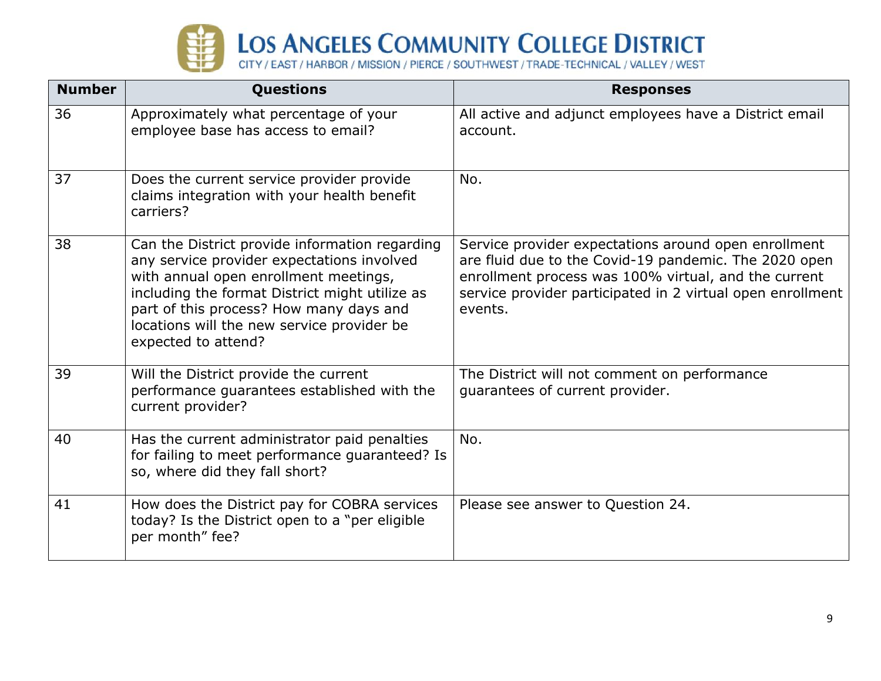| Number | Questions | Responses |
|---|---|---|
| 36 | Approximately what percentage of your employee base has access to email? | All active and adjunct employees have a District email account. |
| 37 | Does the current service provider provide claims integration with your health benefit carriers? | No. |
| 38 | Can the District provide information regarding any service provider expectations involved with annual open enrollment meetings, including the format District might utilize as part of this process? How many days and locations will the new service provider be expected to attend? | Service provider expectations around open enrollment are fluid due to the Covid-19 pandemic. The 2020 open enrollment process was 100% virtual, and the current service provider participated in 2 virtual open enrollment events. |
| 39 | Will the District provide the current performance guarantees established with the current provider? | The District will not comment on performance guarantees of current provider. |
| 40 | Has the current administrator paid penalties for failing to meet performance guaranteed? Is so, where did they fall short? | No. |
| 41 | How does the District pay for COBRA services today? Is the District open to a "per eligible per month" fee? | Please see answer to Question 24. |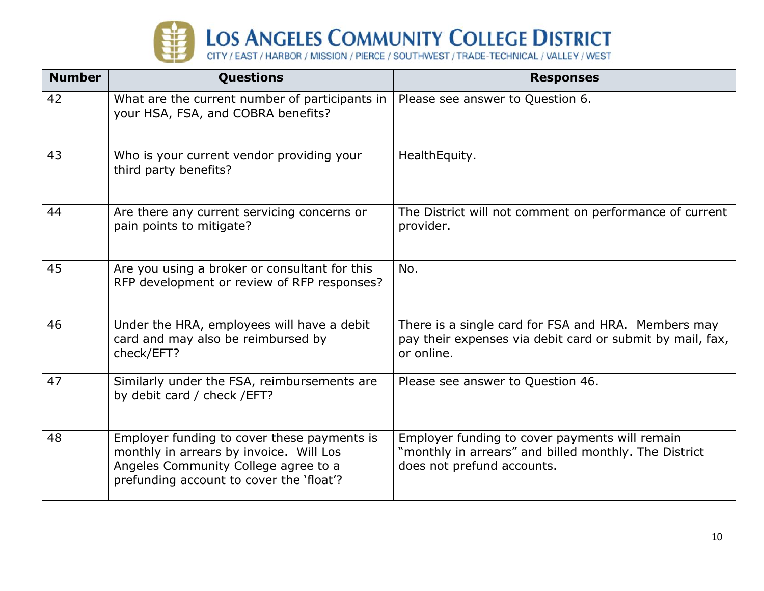| Number | Questions | Responses |
|---|---|---|
| 42 | What are the current number of participants in your HSA, FSA, and COBRA benefits? | Please see answer to Question 6. |
| 43 | Who is your current vendor providing your third party benefits? | HealthEquity. |
| 44 | Are there any current servicing concerns or pain points to mitigate? | The District will not comment on performance of current provider. |
| 45 | Are you using a broker or consultant for this RFP development or review of RFP responses? | No. |
| 46 | Under the HRA, employees will have a debit card and may also be reimbursed by check/EFT? | There is a single card for FSA and HRA. Members may pay their expenses via debit card or submit by mail, fax, or online. |
| 47 | Similarly under the FSA, reimbursements are by debit card / check /EFT? | Please see answer to Question 46. |
| 48 | Employer funding to cover these payments is monthly in arrears by invoice. Will Los Angeles Community College agree to a prefunding account to cover the 'float'? | Employer funding to cover payments will remain "monthly in arrears" and billed monthly. The District does not prefund accounts. |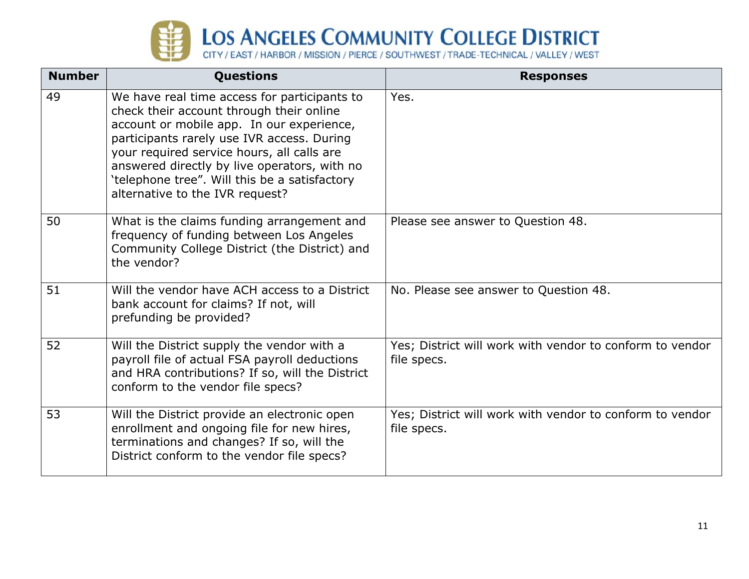| Number | Questions | Responses |
|---|---|---|
| 49 | We have real time access for participants to check their account through their online account or mobile app. In our experience, participants rarely use IVR access. During your required service hours, all calls are answered directly by live operators, with no 'telephone tree". Will this be a satisfactory alternative to the IVR request? | Yes. |
| 50 | What is the claims funding arrangement and frequency of funding between Los Angeles Community College District (the District) and the vendor? | Please see answer to Question 48. |
| 51 | Will the vendor have ACH access to a District bank account for claims? If not, will prefunding be provided? | No. Please see answer to Question 48. |
| 52 | Will the District supply the vendor with a payroll file of actual FSA payroll deductions and HRA contributions? If so, will the District conform to the vendor file specs? | Yes; District will work with vendor to conform to vendor file specs. |
| 53 | Will the District provide an electronic open enrollment and ongoing file for new hires, terminations and changes? If so, will the District conform to the vendor file specs? | Yes; District will work with vendor to conform to vendor file specs. |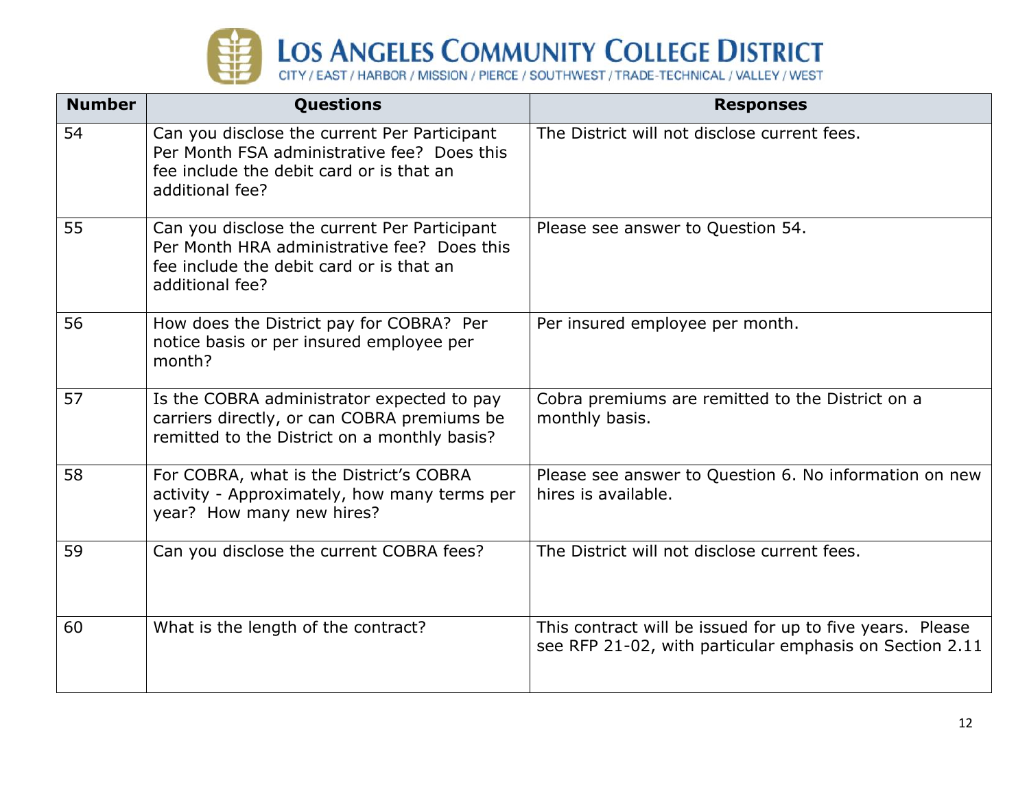| Number | Questions | Responses |
|---|---|---|
| 54 | Can you disclose the current Per Participant Per Month FSA administrative fee? Does this fee include the debit card or is that an additional fee? | The District will not disclose current fees. |
| 55 | Can you disclose the current Per Participant Per Month HRA administrative fee? Does this fee include the debit card or is that an additional fee? | Please see answer to Question 54. |
| 56 | How does the District pay for COBRA? Per notice basis or per insured employee per month? | Per insured employee per month. |
| 57 | Is the COBRA administrator expected to pay carriers directly, or can COBRA premiums be remitted to the District on a monthly basis? | Cobra premiums are remitted to the District on a monthly basis. |
| 58 | For COBRA, what is the District's COBRA activity - Approximately, how many terms per year? How many new hires? | Please see answer to Question 6. No information on new hires is available. |
| 59 | Can you disclose the current COBRA fees? | The District will not disclose current fees. |
| 60 | What is the length of the contract? | This contract will be issued for up to five years. Please see RFP 21-02, with particular emphasis on Section 2.11 |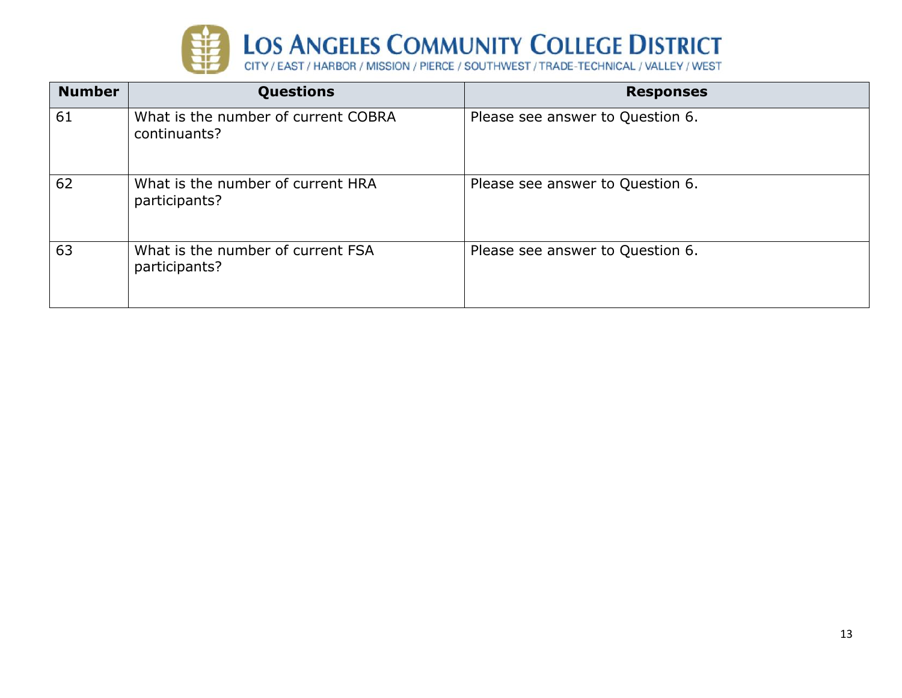| Number | Questions | Responses |
| --- | --- | --- |
| 61 | What is the number of current COBRA continuants? | Please see answer to Question 6. |
| 62 | What is the number of current HRA participants? | Please see answer to Question 6. |
| 63 | What is the number of current FSA participants? | Please see answer to Question 6. |